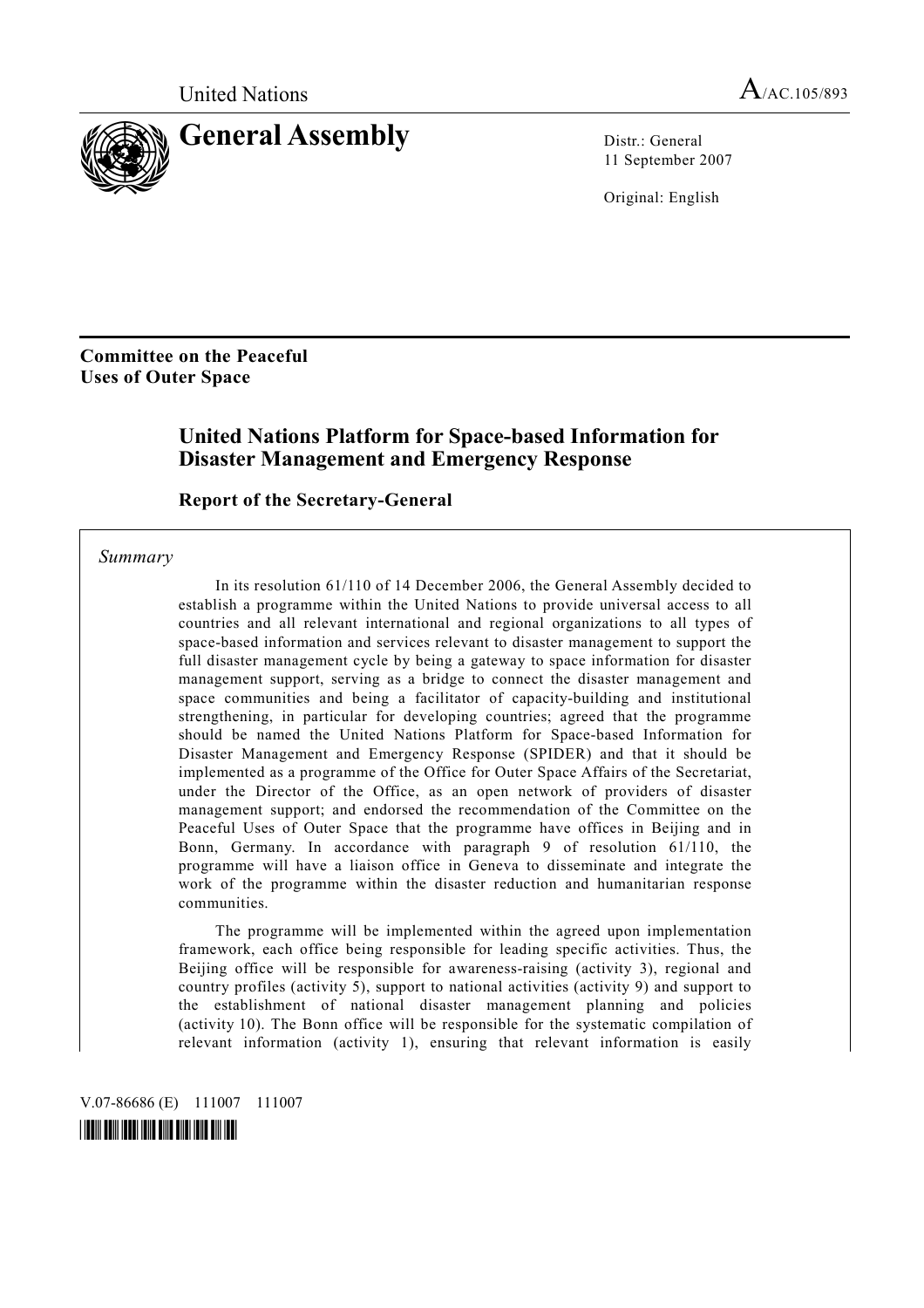United Nations

# General Assembly

A/AC.105/893

Distr.: General
11 September 2007

Original: English

**Committee on the Peaceful Uses of Outer Space**

## United Nations Platform for Space-based Information for Disaster Management and Emergency Response

### Report of the Secretary-General

*Summary*

In its resolution 61/110 of 14 December 2006, the General Assembly decided to establish a programme within the United Nations to provide universal access to all countries and all relevant international and regional organizations to all types of space-based information and services relevant to disaster management to support the full disaster management cycle by being a gateway to space information for disaster management support, serving as a bridge to connect the disaster management and space communities and being a facilitator of capacity-building and institutional strengthening, in particular for developing countries; agreed that the programme should be named the United Nations Platform for Space-based Information for Disaster Management and Emergency Response (SPIDER) and that it should be implemented as a programme of the Office for Outer Space Affairs of the Secretariat, under the Director of the Office, as an open network of providers of disaster management support; and endorsed the recommendation of the Committee on the Peaceful Uses of Outer Space that the programme have offices in Beijing and in Bonn, Germany. In accordance with paragraph 9 of resolution 61/110, the programme will have a liaison office in Geneva to disseminate and integrate the work of the programme within the disaster reduction and humanitarian response communities.

The programme will be implemented within the agreed upon implementation framework, each office being responsible for leading specific activities. Thus, the Beijing office will be responsible for awareness-raising (activity 3), regional and country profiles (activity 5), support to national activities (activity 9) and support to the establishment of national disaster management planning and policies (activity 10). The Bonn office will be responsible for the systematic compilation of relevant information (activity 1), ensuring that relevant information is easily

V.07-86686 (E) 111007 111007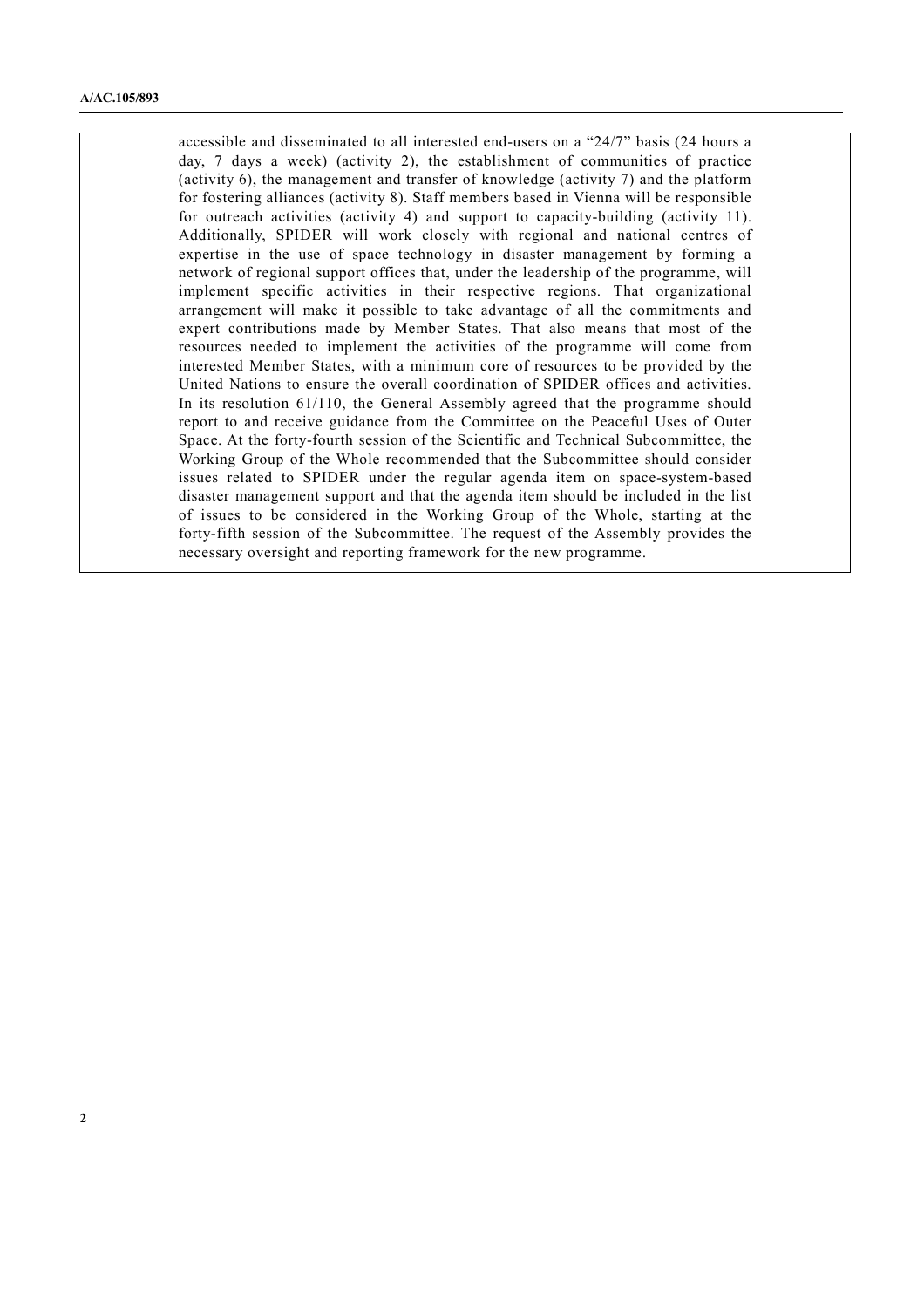accessible and disseminated to all interested end-users on a "24/7" basis (24 hours a day, 7 days a week) (activity 2), the establishment of communities of practice (activity 6), the management and transfer of knowledge (activity 7) and the platform for fostering alliances (activity 8). Staff members based in Vienna will be responsible for outreach activities (activity 4) and support to capacity-building (activity 11). Additionally, SPIDER will work closely with regional and national centres of expertise in the use of space technology in disaster management by forming a network of regional support offices that, under the leadership of the programme, will implement specific activities in their respective regions. That organizational arrangement will make it possible to take advantage of all the commitments and expert contributions made by Member States. That also means that most of the resources needed to implement the activities of the programme will come from interested Member States, with a minimum core of resources to be provided by the United Nations to ensure the overall coordination of SPIDER offices and activities. In its resolution 61/110, the General Assembly agreed that the programme should report to and receive guidance from the Committee on the Peaceful Uses of Outer Space. At the forty-fourth session of the Scientific and Technical Subcommittee, the Working Group of the Whole recommended that the Subcommittee should consider issues related to SPIDER under the regular agenda item on space-system-based disaster management support and that the agenda item should be included in the list of issues to be considered in the Working Group of the Whole, starting at the forty-fifth session of the Subcommittee. The request of the Assembly provides the necessary oversight and reporting framework for the new programme.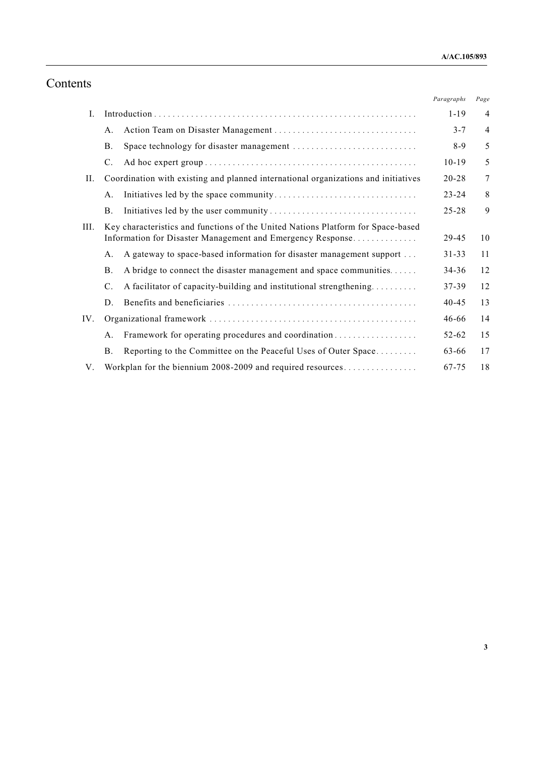# Contents

| | | | *Paragraphs* | *Page* |
|---|---|---|---|---|
| I. | Introduction | | 1-19 | 4 |
| | A. | Action Team on Disaster Management | 3-7 | 4 |
| | B. | Space technology for disaster management | 8-9 | 5 |
| | C. | Ad hoc expert group | 10-19 | 5 |
| II. | Coordination with existing and planned international organizations and initiatives | | 20-28 | 7 |
| | A. | Initiatives led by the space community | 23-24 | 8 |
| | B. | Initiatives led by the user community | 25-28 | 9 |
| III. | Key characteristics and functions of the United Nations Platform for Space-based Information for Disaster Management and Emergency Response | | 29-45 | 10 |
| | A. | A gateway to space-based information for disaster management support | 31-33 | 11 |
| | B. | A bridge to connect the disaster management and space communities | 34-36 | 12 |
| | C. | A facilitator of capacity-building and institutional strengthening | 37-39 | 12 |
| | D. | Benefits and beneficiaries | 40-45 | 13 |
| IV. | Organizational framework | | 46-66 | 14 |
| | A. | Framework for operating procedures and coordination | 52-62 | 15 |
| | B. | Reporting to the Committee on the Peaceful Uses of Outer Space | 63-66 | 17 |
| V. | Workplan for the biennium 2008-2009 and required resources | | 67-75 | 18 |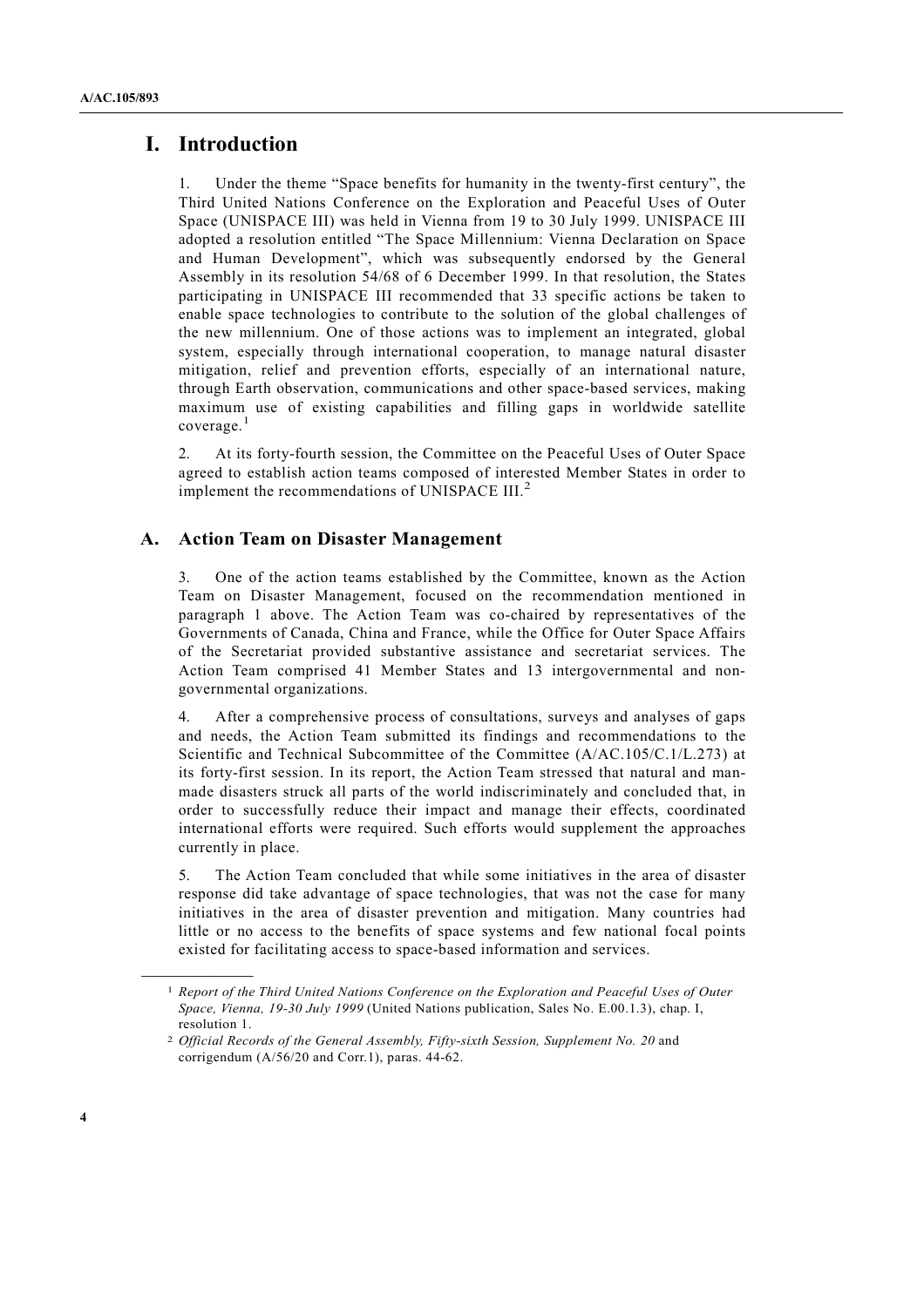# I. Introduction

1. Under the theme "Space benefits for humanity in the twenty-first century", the Third United Nations Conference on the Exploration and Peaceful Uses of Outer Space (UNISPACE III) was held in Vienna from 19 to 30 July 1999. UNISPACE III adopted a resolution entitled "The Space Millennium: Vienna Declaration on Space and Human Development", which was subsequently endorsed by the General Assembly in its resolution 54/68 of 6 December 1999. In that resolution, the States participating in UNISPACE III recommended that 33 specific actions be taken to enable space technologies to contribute to the solution of the global challenges of the new millennium. One of those actions was to implement an integrated, global system, especially through international cooperation, to manage natural disaster mitigation, relief and prevention efforts, especially of an international nature, through Earth observation, communications and other space-based services, making maximum use of existing capabilities and filling gaps in worldwide satellite coverage.[1]

2. At its forty-fourth session, the Committee on the Peaceful Uses of Outer Space agreed to establish action teams composed of interested Member States in order to implement the recommendations of UNISPACE III.[2]

## A. Action Team on Disaster Management

3. One of the action teams established by the Committee, known as the Action Team on Disaster Management, focused on the recommendation mentioned in paragraph 1 above. The Action Team was co-chaired by representatives of the Governments of Canada, China and France, while the Office for Outer Space Affairs of the Secretariat provided substantive assistance and secretariat services. The Action Team comprised 41 Member States and 13 intergovernmental and non-governmental organizations.

4. After a comprehensive process of consultations, surveys and analyses of gaps and needs, the Action Team submitted its findings and recommendations to the Scientific and Technical Subcommittee of the Committee (A/AC.105/C.1/L.273) at its forty-first session. In its report, the Action Team stressed that natural and man-made disasters struck all parts of the world indiscriminately and concluded that, in order to successfully reduce their impact and manage their effects, coordinated international efforts were required. Such efforts would supplement the approaches currently in place.

5. The Action Team concluded that while some initiatives in the area of disaster response did take advantage of space technologies, that was not the case for many initiatives in the area of disaster prevention and mitigation. Many countries had little or no access to the benefits of space systems and few national focal points existed for facilitating access to space-based information and services.

---

[1] *Report of the Third United Nations Conference on the Exploration and Peaceful Uses of Outer Space, Vienna, 19-30 July 1999* (United Nations publication, Sales No. E.00.1.3), chap. I, resolution 1.

[2] *Official Records of the General Assembly, Fifty-sixth Session, Supplement No. 20* and corrigendum (A/56/20 and Corr.1), paras. 44-62.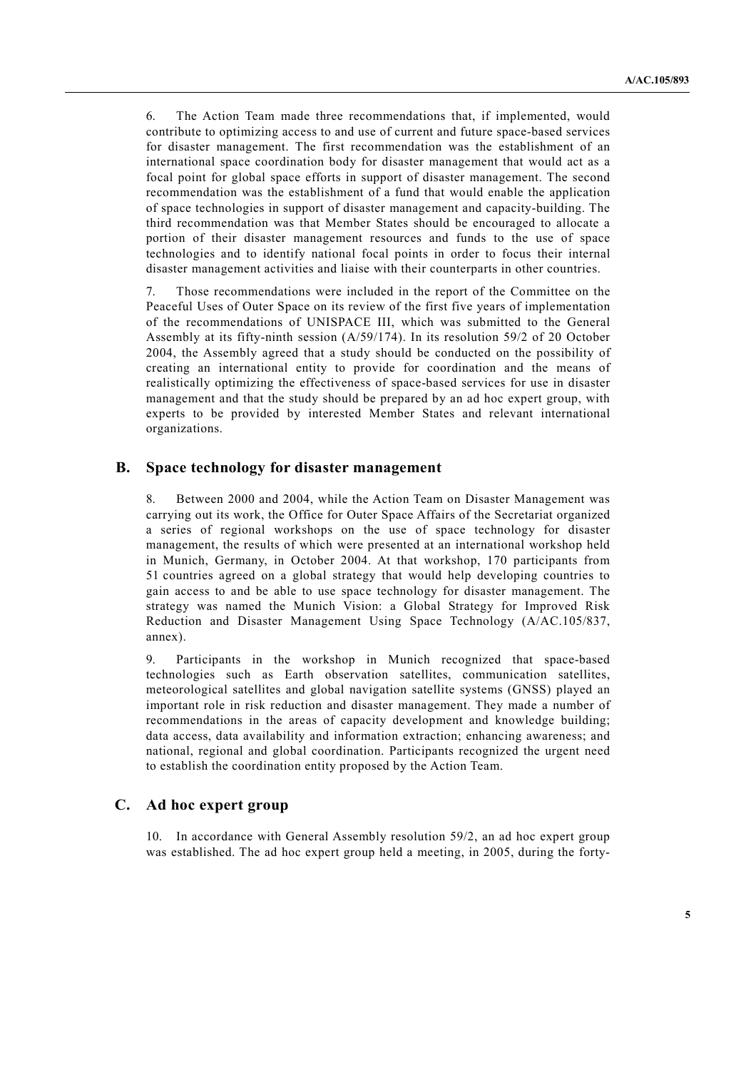6. The Action Team made three recommendations that, if implemented, would contribute to optimizing access to and use of current and future space-based services for disaster management. The first recommendation was the establishment of an international space coordination body for disaster management that would act as a focal point for global space efforts in support of disaster management. The second recommendation was the establishment of a fund that would enable the application of space technologies in support of disaster management and capacity-building. The third recommendation was that Member States should be encouraged to allocate a portion of their disaster management resources and funds to the use of space technologies and to identify national focal points in order to focus their internal disaster management activities and liaise with their counterparts in other countries.

7. Those recommendations were included in the report of the Committee on the Peaceful Uses of Outer Space on its review of the first five years of implementation of the recommendations of UNISPACE III, which was submitted to the General Assembly at its fifty-ninth session (A/59/174). In its resolution 59/2 of 20 October 2004, the Assembly agreed that a study should be conducted on the possibility of creating an international entity to provide for coordination and the means of realistically optimizing the effectiveness of space-based services for use in disaster management and that the study should be prepared by an ad hoc expert group, with experts to be provided by interested Member States and relevant international organizations.

## B. Space technology for disaster management

8. Between 2000 and 2004, while the Action Team on Disaster Management was carrying out its work, the Office for Outer Space Affairs of the Secretariat organized a series of regional workshops on the use of space technology for disaster management, the results of which were presented at an international workshop held in Munich, Germany, in October 2004. At that workshop, 170 participants from 51 countries agreed on a global strategy that would help developing countries to gain access to and be able to use space technology for disaster management. The strategy was named the Munich Vision: a Global Strategy for Improved Risk Reduction and Disaster Management Using Space Technology (A/AC.105/837, annex).

9. Participants in the workshop in Munich recognized that space-based technologies such as Earth observation satellites, communication satellites, meteorological satellites and global navigation satellite systems (GNSS) played an important role in risk reduction and disaster management. They made a number of recommendations in the areas of capacity development and knowledge building; data access, data availability and information extraction; enhancing awareness; and national, regional and global coordination. Participants recognized the urgent need to establish the coordination entity proposed by the Action Team.

## C. Ad hoc expert group

10. In accordance with General Assembly resolution 59/2, an ad hoc expert group was established. The ad hoc expert group held a meeting, in 2005, during the forty-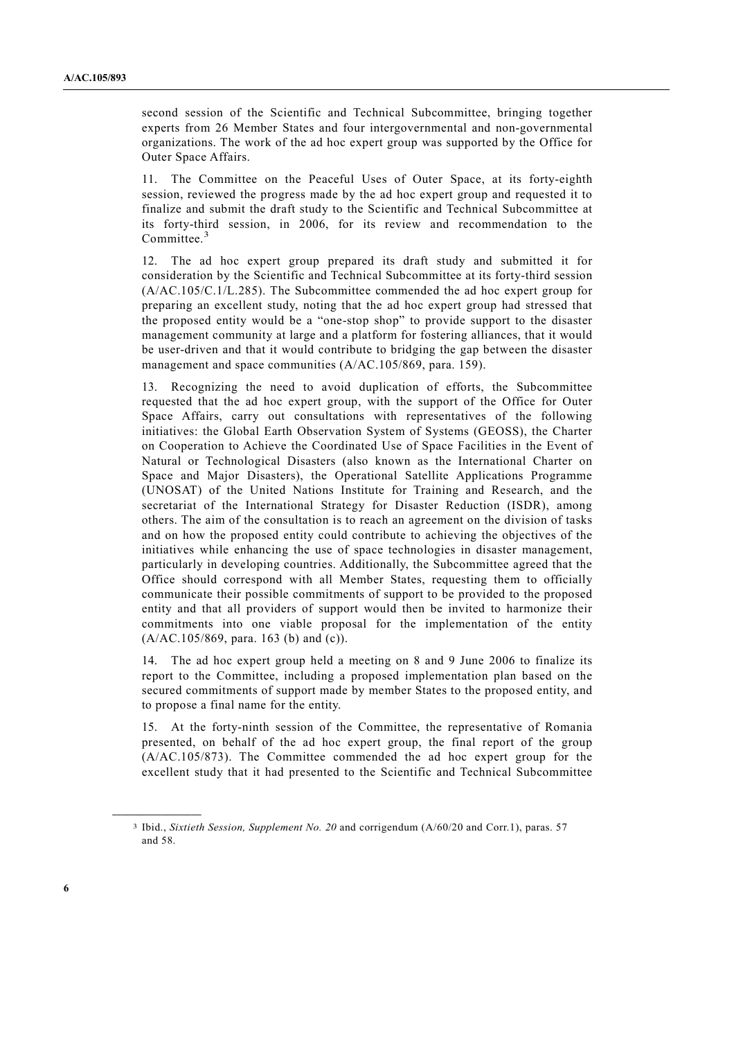second session of the Scientific and Technical Subcommittee, bringing together experts from 26 Member States and four intergovernmental and non-governmental organizations. The work of the ad hoc expert group was supported by the Office for Outer Space Affairs.

11. The Committee on the Peaceful Uses of Outer Space, at its forty-eighth session, reviewed the progress made by the ad hoc expert group and requested it to finalize and submit the draft study to the Scientific and Technical Subcommittee at its forty-third session, in 2006, for its review and recommendation to the Committee.[3]

12. The ad hoc expert group prepared its draft study and submitted it for consideration by the Scientific and Technical Subcommittee at its forty-third session (A/AC.105/C.1/L.285). The Subcommittee commended the ad hoc expert group for preparing an excellent study, noting that the ad hoc expert group had stressed that the proposed entity would be a "one-stop shop" to provide support to the disaster management community at large and a platform for fostering alliances, that it would be user-driven and that it would contribute to bridging the gap between the disaster management and space communities (A/AC.105/869, para. 159).

13. Recognizing the need to avoid duplication of efforts, the Subcommittee requested that the ad hoc expert group, with the support of the Office for Outer Space Affairs, carry out consultations with representatives of the following initiatives: the Global Earth Observation System of Systems (GEOSS), the Charter on Cooperation to Achieve the Coordinated Use of Space Facilities in the Event of Natural or Technological Disasters (also known as the International Charter on Space and Major Disasters), the Operational Satellite Applications Programme (UNOSAT) of the United Nations Institute for Training and Research, and the secretariat of the International Strategy for Disaster Reduction (ISDR), among others. The aim of the consultation is to reach an agreement on the division of tasks and on how the proposed entity could contribute to achieving the objectives of the initiatives while enhancing the use of space technologies in disaster management, particularly in developing countries. Additionally, the Subcommittee agreed that the Office should correspond with all Member States, requesting them to officially communicate their possible commitments of support to be provided to the proposed entity and that all providers of support would then be invited to harmonize their commitments into one viable proposal for the implementation of the entity (A/AC.105/869, para. 163 (b) and (c)).

14. The ad hoc expert group held a meeting on 8 and 9 June 2006 to finalize its report to the Committee, including a proposed implementation plan based on the secured commitments of support made by member States to the proposed entity, and to propose a final name for the entity.

15. At the forty-ninth session of the Committee, the representative of Romania presented, on behalf of the ad hoc expert group, the final report of the group (A/AC.105/873). The Committee commended the ad hoc expert group for the excellent study that it had presented to the Scientific and Technical Subcommittee

---

[3] Ibid., *Sixtieth Session, Supplement No. 20* and corrigendum (A/60/20 and Corr.1), paras. 57 and 58.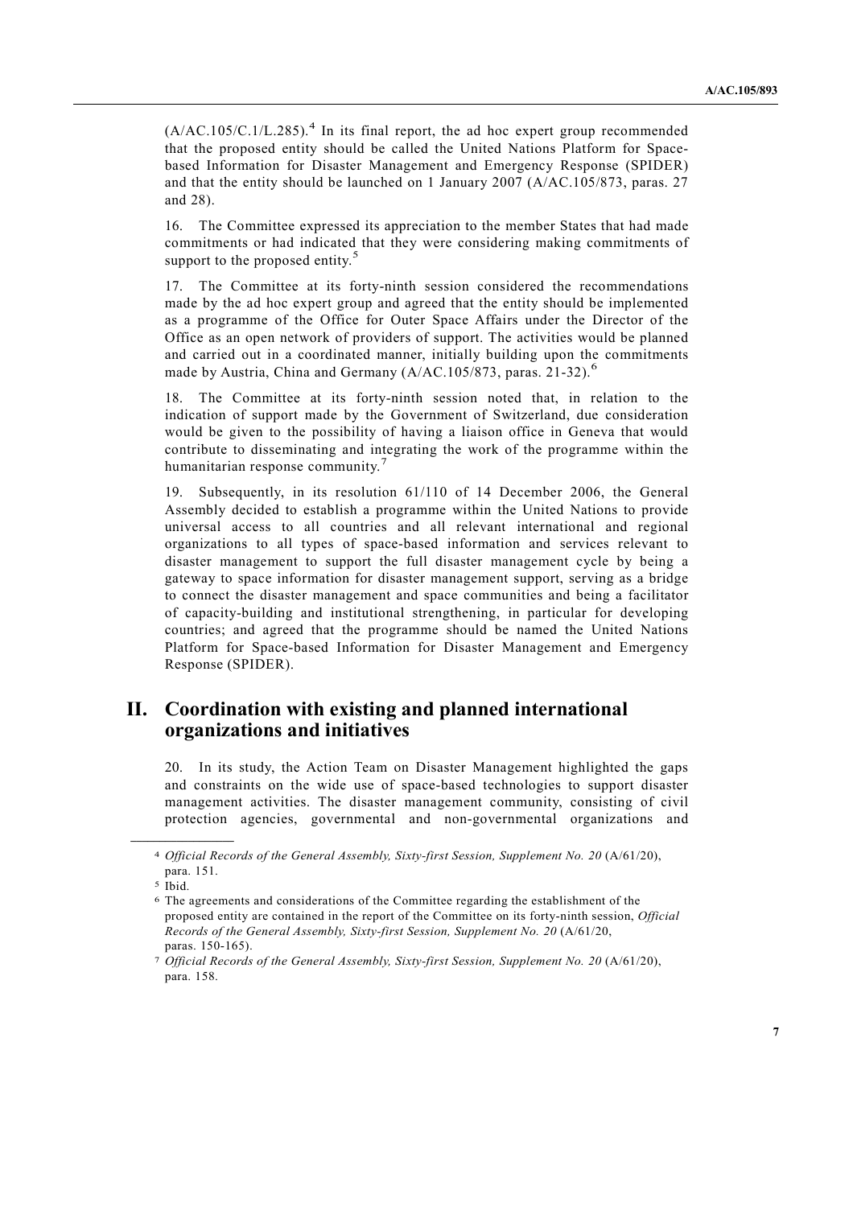(A/AC.105/C.1/L.285).[4] In its final report, the ad hoc expert group recommended that the proposed entity should be called the United Nations Platform for Space-based Information for Disaster Management and Emergency Response (SPIDER) and that the entity should be launched on 1 January 2007 (A/AC.105/873, paras. 27 and 28).

16. The Committee expressed its appreciation to the member States that had made commitments or had indicated that they were considering making commitments of support to the proposed entity.[5]

17. The Committee at its forty-ninth session considered the recommendations made by the ad hoc expert group and agreed that the entity should be implemented as a programme of the Office for Outer Space Affairs under the Director of the Office as an open network of providers of support. The activities would be planned and carried out in a coordinated manner, initially building upon the commitments made by Austria, China and Germany (A/AC.105/873, paras. 21-32).[6]

18. The Committee at its forty-ninth session noted that, in relation to the indication of support made by the Government of Switzerland, due consideration would be given to the possibility of having a liaison office in Geneva that would contribute to disseminating and integrating the work of the programme within the humanitarian response community.[7]

19. Subsequently, in its resolution 61/110 of 14 December 2006, the General Assembly decided to establish a programme within the United Nations to provide universal access to all countries and all relevant international and regional organizations to all types of space-based information and services relevant to disaster management to support the full disaster management cycle by being a gateway to space information for disaster management support, serving as a bridge to connect the disaster management and space communities and being a facilitator of capacity-building and institutional strengthening, in particular for developing countries; and agreed that the programme should be named the United Nations Platform for Space-based Information for Disaster Management and Emergency Response (SPIDER).

## II. Coordination with existing and planned international organizations and initiatives

20. In its study, the Action Team on Disaster Management highlighted the gaps and constraints on the wide use of space-based technologies to support disaster management activities. The disaster management community, consisting of civil protection agencies, governmental and non-governmental organizations and

---

[4] *Official Records of the General Assembly, Sixty-first Session, Supplement No. 20* (A/61/20), para. 151.

[5] Ibid.

[6] The agreements and considerations of the Committee regarding the establishment of the proposed entity are contained in the report of the Committee on its forty-ninth session, *Official Records of the General Assembly, Sixty-first Session, Supplement No. 20* (A/61/20, paras. 150-165).

[7] *Official Records of the General Assembly, Sixty-first Session, Supplement No. 20* (A/61/20), para. 158.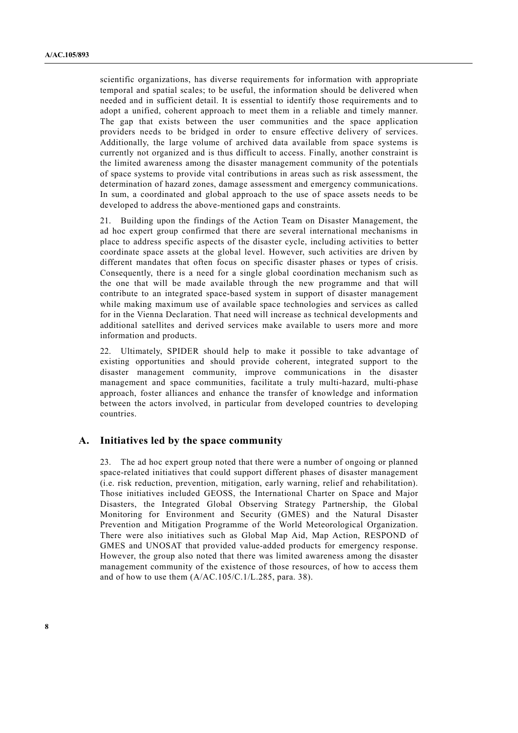scientific organizations, has diverse requirements for information with appropriate temporal and spatial scales; to be useful, the information should be delivered when needed and in sufficient detail. It is essential to identify those requirements and to adopt a unified, coherent approach to meet them in a reliable and timely manner. The gap that exists between the user communities and the space application providers needs to be bridged in order to ensure effective delivery of services. Additionally, the large volume of archived data available from space systems is currently not organized and is thus difficult to access. Finally, another constraint is the limited awareness among the disaster management community of the potentials of space systems to provide vital contributions in areas such as risk assessment, the determination of hazard zones, damage assessment and emergency communications. In sum, a coordinated and global approach to the use of space assets needs to be developed to address the above-mentioned gaps and constraints.

21. Building upon the findings of the Action Team on Disaster Management, the ad hoc expert group confirmed that there are several international mechanisms in place to address specific aspects of the disaster cycle, including activities to better coordinate space assets at the global level. However, such activities are driven by different mandates that often focus on specific disaster phases or types of crisis. Consequently, there is a need for a single global coordination mechanism such as the one that will be made available through the new programme and that will contribute to an integrated space-based system in support of disaster management while making maximum use of available space technologies and services as called for in the Vienna Declaration. That need will increase as technical developments and additional satellites and derived services make available to users more and more information and products.

22. Ultimately, SPIDER should help to make it possible to take advantage of existing opportunities and should provide coherent, integrated support to the disaster management community, improve communications in the disaster management and space communities, facilitate a truly multi-hazard, multi-phase approach, foster alliances and enhance the transfer of knowledge and information between the actors involved, in particular from developed countries to developing countries.

## A. Initiatives led by the space community

23. The ad hoc expert group noted that there were a number of ongoing or planned space-related initiatives that could support different phases of disaster management (i.e. risk reduction, prevention, mitigation, early warning, relief and rehabilitation). Those initiatives included GEOSS, the International Charter on Space and Major Disasters, the Integrated Global Observing Strategy Partnership, the Global Monitoring for Environment and Security (GMES) and the Natural Disaster Prevention and Mitigation Programme of the World Meteorological Organization. There were also initiatives such as Global Map Aid, Map Action, RESPOND of GMES and UNOSAT that provided value-added products for emergency response. However, the group also noted that there was limited awareness among the disaster management community of the existence of those resources, of how to access them and of how to use them (A/AC.105/C.1/L.285, para. 38).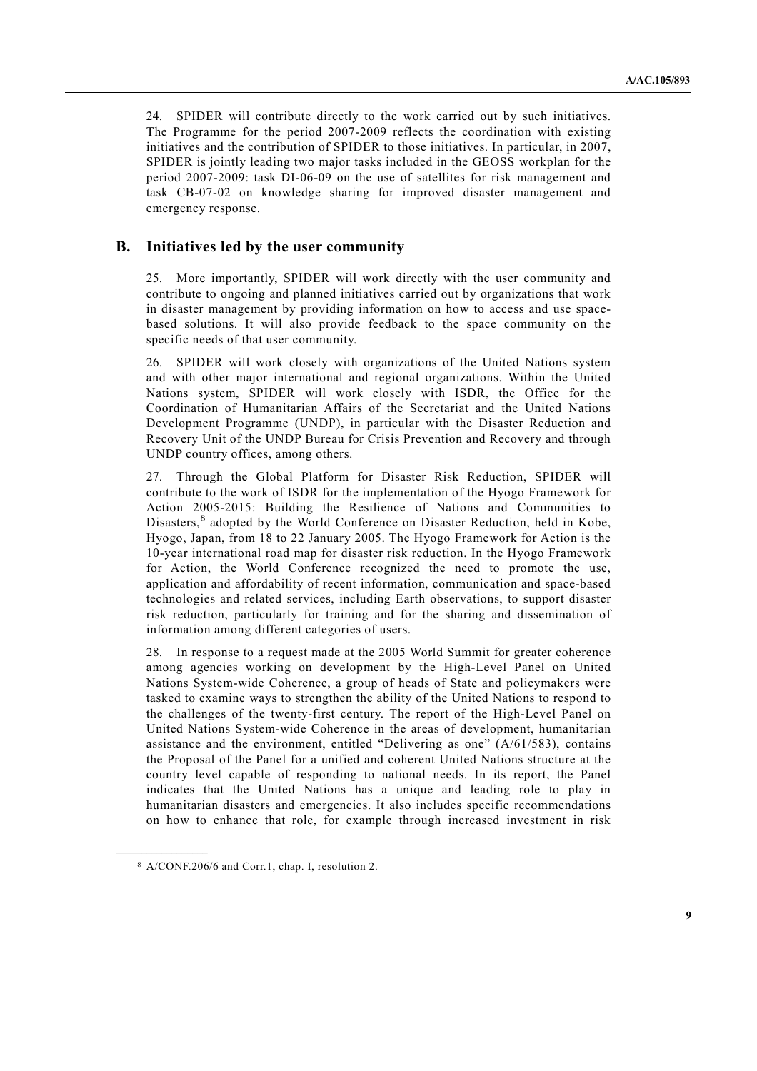24. SPIDER will contribute directly to the work carried out by such initiatives. The Programme for the period 2007-2009 reflects the coordination with existing initiatives and the contribution of SPIDER to those initiatives. In particular, in 2007, SPIDER is jointly leading two major tasks included in the GEOSS workplan for the period 2007-2009: task DI-06-09 on the use of satellites for risk management and task CB-07-02 on knowledge sharing for improved disaster management and emergency response.

## B. Initiatives led by the user community

25. More importantly, SPIDER will work directly with the user community and contribute to ongoing and planned initiatives carried out by organizations that work in disaster management by providing information on how to access and use space-based solutions. It will also provide feedback to the space community on the specific needs of that user community.

26. SPIDER will work closely with organizations of the United Nations system and with other major international and regional organizations. Within the United Nations system, SPIDER will work closely with ISDR, the Office for the Coordination of Humanitarian Affairs of the Secretariat and the United Nations Development Programme (UNDP), in particular with the Disaster Reduction and Recovery Unit of the UNDP Bureau for Crisis Prevention and Recovery and through UNDP country offices, among others.

27. Through the Global Platform for Disaster Risk Reduction, SPIDER will contribute to the work of ISDR for the implementation of the Hyogo Framework for Action 2005-2015: Building the Resilience of Nations and Communities to Disasters,[8] adopted by the World Conference on Disaster Reduction, held in Kobe, Hyogo, Japan, from 18 to 22 January 2005. The Hyogo Framework for Action is the 10-year international road map for disaster risk reduction. In the Hyogo Framework for Action, the World Conference recognized the need to promote the use, application and affordability of recent information, communication and space-based technologies and related services, including Earth observations, to support disaster risk reduction, particularly for training and for the sharing and dissemination of information among different categories of users.

28. In response to a request made at the 2005 World Summit for greater coherence among agencies working on development by the High-Level Panel on United Nations System-wide Coherence, a group of heads of State and policymakers were tasked to examine ways to strengthen the ability of the United Nations to respond to the challenges of the twenty-first century. The report of the High-Level Panel on United Nations System-wide Coherence in the areas of development, humanitarian assistance and the environment, entitled "Delivering as one" (A/61/583), contains the Proposal of the Panel for a unified and coherent United Nations structure at the country level capable of responding to national needs. In its report, the Panel indicates that the United Nations has a unique and leading role to play in humanitarian disasters and emergencies. It also includes specific recommendations on how to enhance that role, for example through increased investment in risk

[8] A/CONF.206/6 and Corr.1, chap. I, resolution 2.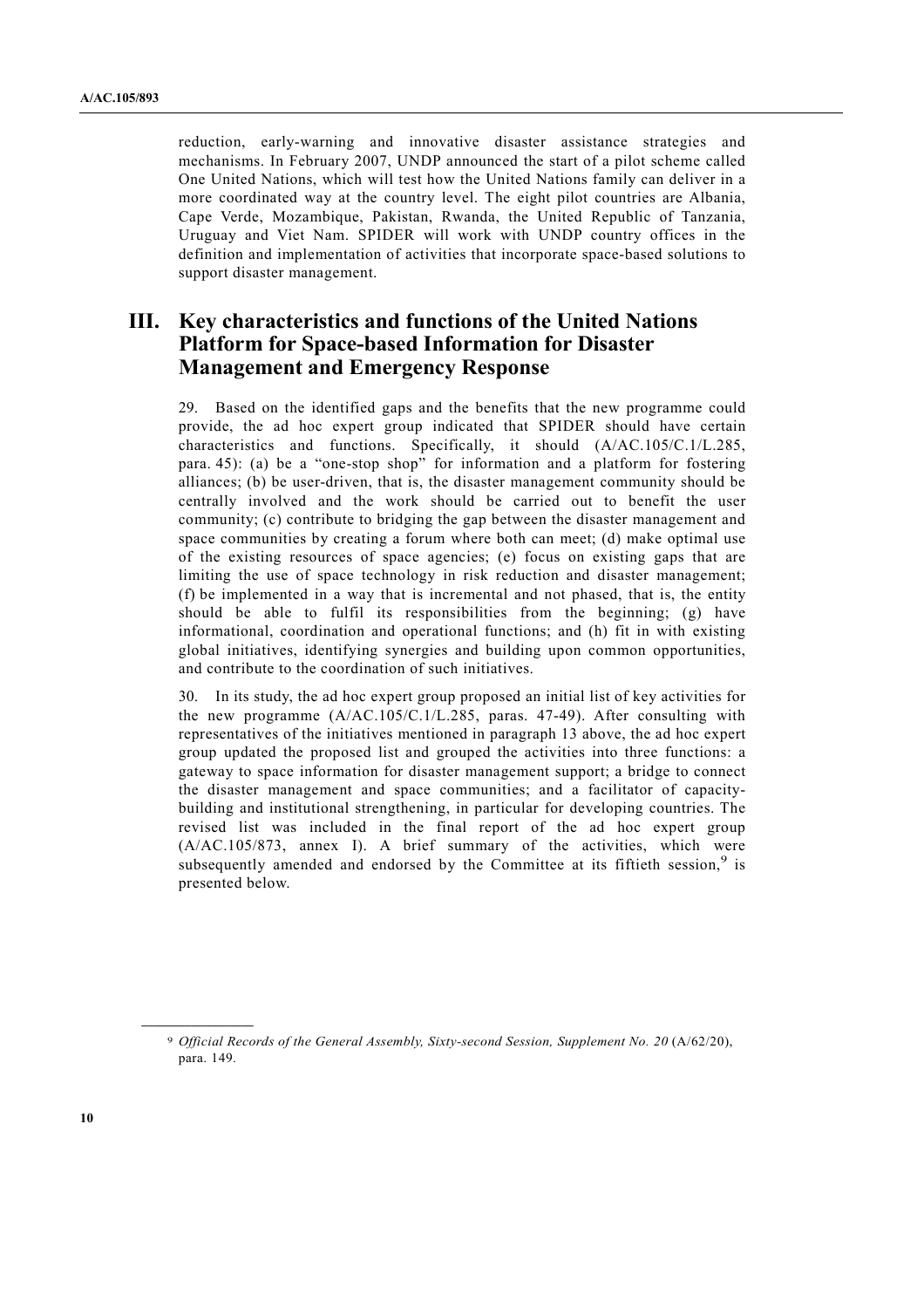reduction, early-warning and innovative disaster assistance strategies and mechanisms. In February 2007, UNDP announced the start of a pilot scheme called One United Nations, which will test how the United Nations family can deliver in a more coordinated way at the country level. The eight pilot countries are Albania, Cape Verde, Mozambique, Pakistan, Rwanda, the United Republic of Tanzania, Uruguay and Viet Nam. SPIDER will work with UNDP country offices in the definition and implementation of activities that incorporate space-based solutions to support disaster management.

# III. Key characteristics and functions of the United Nations Platform for Space-based Information for Disaster Management and Emergency Response

29. Based on the identified gaps and the benefits that the new programme could provide, the ad hoc expert group indicated that SPIDER should have certain characteristics and functions. Specifically, it should (A/AC.105/C.1/L.285, para. 45): (a) be a "one-stop shop" for information and a platform for fostering alliances; (b) be user-driven, that is, the disaster management community should be centrally involved and the work should be carried out to benefit the user community; (c) contribute to bridging the gap between the disaster management and space communities by creating a forum where both can meet; (d) make optimal use of the existing resources of space agencies; (e) focus on existing gaps that are limiting the use of space technology in risk reduction and disaster management; (f) be implemented in a way that is incremental and not phased, that is, the entity should be able to fulfil its responsibilities from the beginning; (g) have informational, coordination and operational functions; and (h) fit in with existing global initiatives, identifying synergies and building upon common opportunities, and contribute to the coordination of such initiatives.

30. In its study, the ad hoc expert group proposed an initial list of key activities for the new programme (A/AC.105/C.1/L.285, paras. 47-49). After consulting with representatives of the initiatives mentioned in paragraph 13 above, the ad hoc expert group updated the proposed list and grouped the activities into three functions: a gateway to space information for disaster management support; a bridge to connect the disaster management and space communities; and a facilitator of capacity-building and institutional strengthening, in particular for developing countries. The revised list was included in the final report of the ad hoc expert group (A/AC.105/873, annex I). A brief summary of the activities, which were subsequently amended and endorsed by the Committee at its fiftieth session,[9] is presented below.

---

[9] *Official Records of the General Assembly, Sixty-second Session, Supplement No. 20* (A/62/20), para. 149.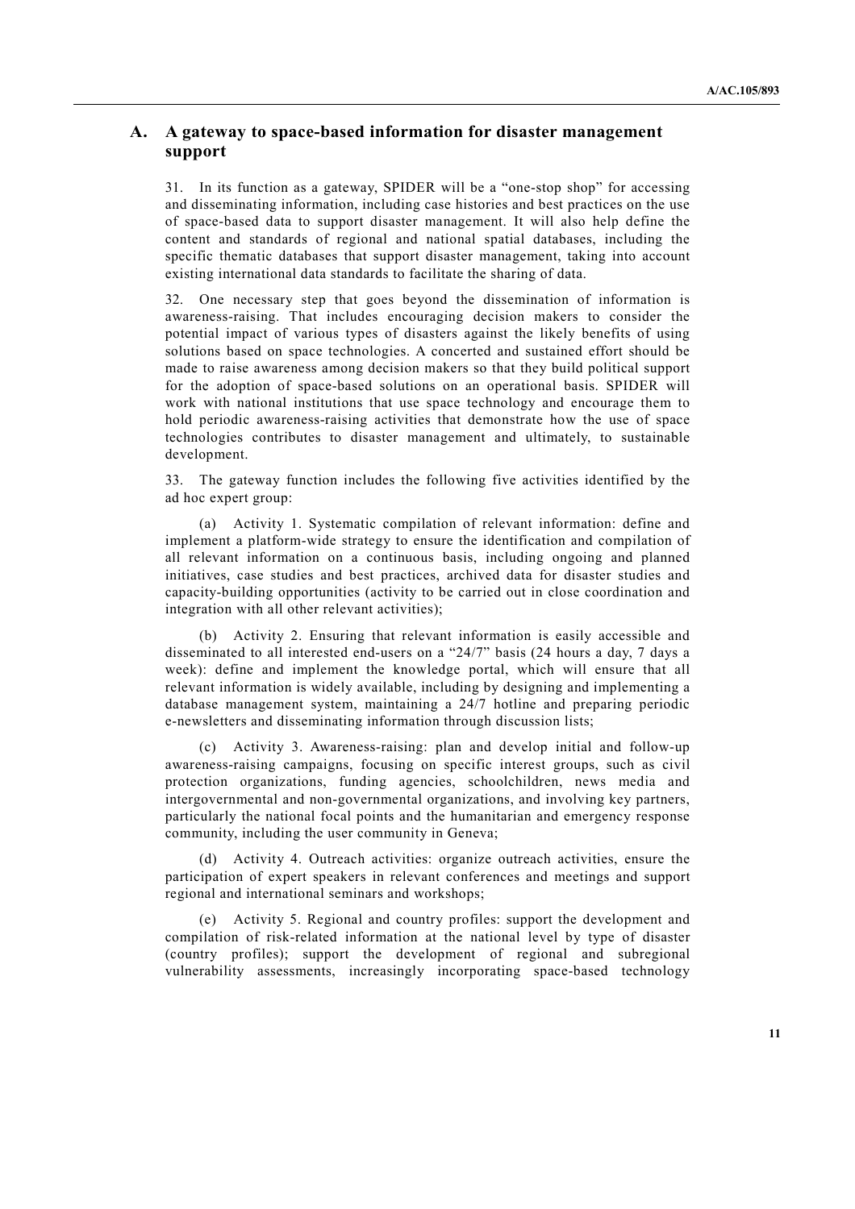## A. A gateway to space-based information for disaster management support

31. In its function as a gateway, SPIDER will be a "one-stop shop" for accessing and disseminating information, including case histories and best practices on the use of space-based data to support disaster management. It will also help define the content and standards of regional and national spatial databases, including the specific thematic databases that support disaster management, taking into account existing international data standards to facilitate the sharing of data.

32. One necessary step that goes beyond the dissemination of information is awareness-raising. That includes encouraging decision makers to consider the potential impact of various types of disasters against the likely benefits of using solutions based on space technologies. A concerted and sustained effort should be made to raise awareness among decision makers so that they build political support for the adoption of space-based solutions on an operational basis. SPIDER will work with national institutions that use space technology and encourage them to hold periodic awareness-raising activities that demonstrate how the use of space technologies contributes to disaster management and ultimately, to sustainable development.

33. The gateway function includes the following five activities identified by the ad hoc expert group:

(a) Activity 1. Systematic compilation of relevant information: define and implement a platform-wide strategy to ensure the identification and compilation of all relevant information on a continuous basis, including ongoing and planned initiatives, case studies and best practices, archived data for disaster studies and capacity-building opportunities (activity to be carried out in close coordination and integration with all other relevant activities);

(b) Activity 2. Ensuring that relevant information is easily accessible and disseminated to all interested end-users on a "24/7" basis (24 hours a day, 7 days a week): define and implement the knowledge portal, which will ensure that all relevant information is widely available, including by designing and implementing a database management system, maintaining a 24/7 hotline and preparing periodic e-newsletters and disseminating information through discussion lists;

(c) Activity 3. Awareness-raising: plan and develop initial and follow-up awareness-raising campaigns, focusing on specific interest groups, such as civil protection organizations, funding agencies, schoolchildren, news media and intergovernmental and non-governmental organizations, and involving key partners, particularly the national focal points and the humanitarian and emergency response community, including the user community in Geneva;

(d) Activity 4. Outreach activities: organize outreach activities, ensure the participation of expert speakers in relevant conferences and meetings and support regional and international seminars and workshops;

(e) Activity 5. Regional and country profiles: support the development and compilation of risk-related information at the national level by type of disaster (country profiles); support the development of regional and subregional vulnerability assessments, increasingly incorporating space-based technology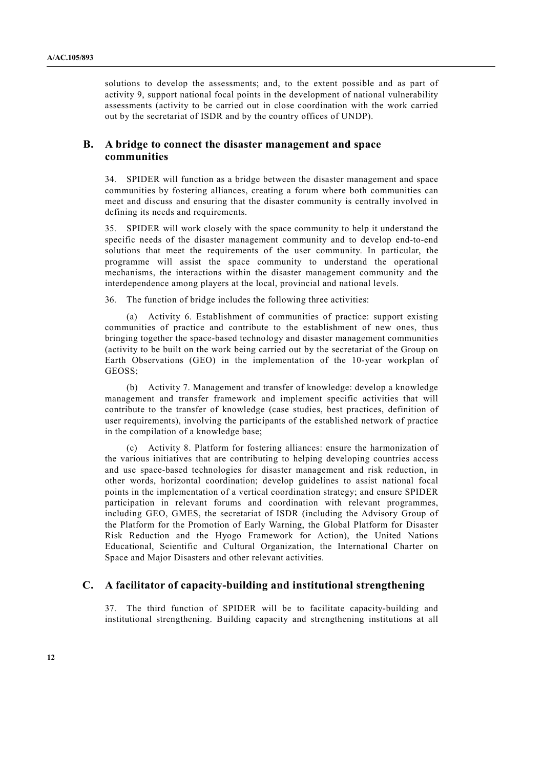solutions to develop the assessments; and, to the extent possible and as part of activity 9, support national focal points in the development of national vulnerability assessments (activity to be carried out in close coordination with the work carried out by the secretariat of ISDR and by the country offices of UNDP).

## B. A bridge to connect the disaster management and space communities

34. SPIDER will function as a bridge between the disaster management and space communities by fostering alliances, creating a forum where both communities can meet and discuss and ensuring that the disaster community is centrally involved in defining its needs and requirements.

35. SPIDER will work closely with the space community to help it understand the specific needs of the disaster management community and to develop end-to-end solutions that meet the requirements of the user community. In particular, the programme will assist the space community to understand the operational mechanisms, the interactions within the disaster management community and the interdependence among players at the local, provincial and national levels.

36. The function of bridge includes the following three activities:

(a) Activity 6. Establishment of communities of practice: support existing communities of practice and contribute to the establishment of new ones, thus bringing together the space-based technology and disaster management communities (activity to be built on the work being carried out by the secretariat of the Group on Earth Observations (GEO) in the implementation of the 10-year workplan of GEOSS;

(b) Activity 7. Management and transfer of knowledge: develop a knowledge management and transfer framework and implement specific activities that will contribute to the transfer of knowledge (case studies, best practices, definition of user requirements), involving the participants of the established network of practice in the compilation of a knowledge base;

(c) Activity 8. Platform for fostering alliances: ensure the harmonization of the various initiatives that are contributing to helping developing countries access and use space-based technologies for disaster management and risk reduction, in other words, horizontal coordination; develop guidelines to assist national focal points in the implementation of a vertical coordination strategy; and ensure SPIDER participation in relevant forums and coordination with relevant programmes, including GEO, GMES, the secretariat of ISDR (including the Advisory Group of the Platform for the Promotion of Early Warning, the Global Platform for Disaster Risk Reduction and the Hyogo Framework for Action), the United Nations Educational, Scientific and Cultural Organization, the International Charter on Space and Major Disasters and other relevant activities.

## C. A facilitator of capacity-building and institutional strengthening

37. The third function of SPIDER will be to facilitate capacity-building and institutional strengthening. Building capacity and strengthening institutions at all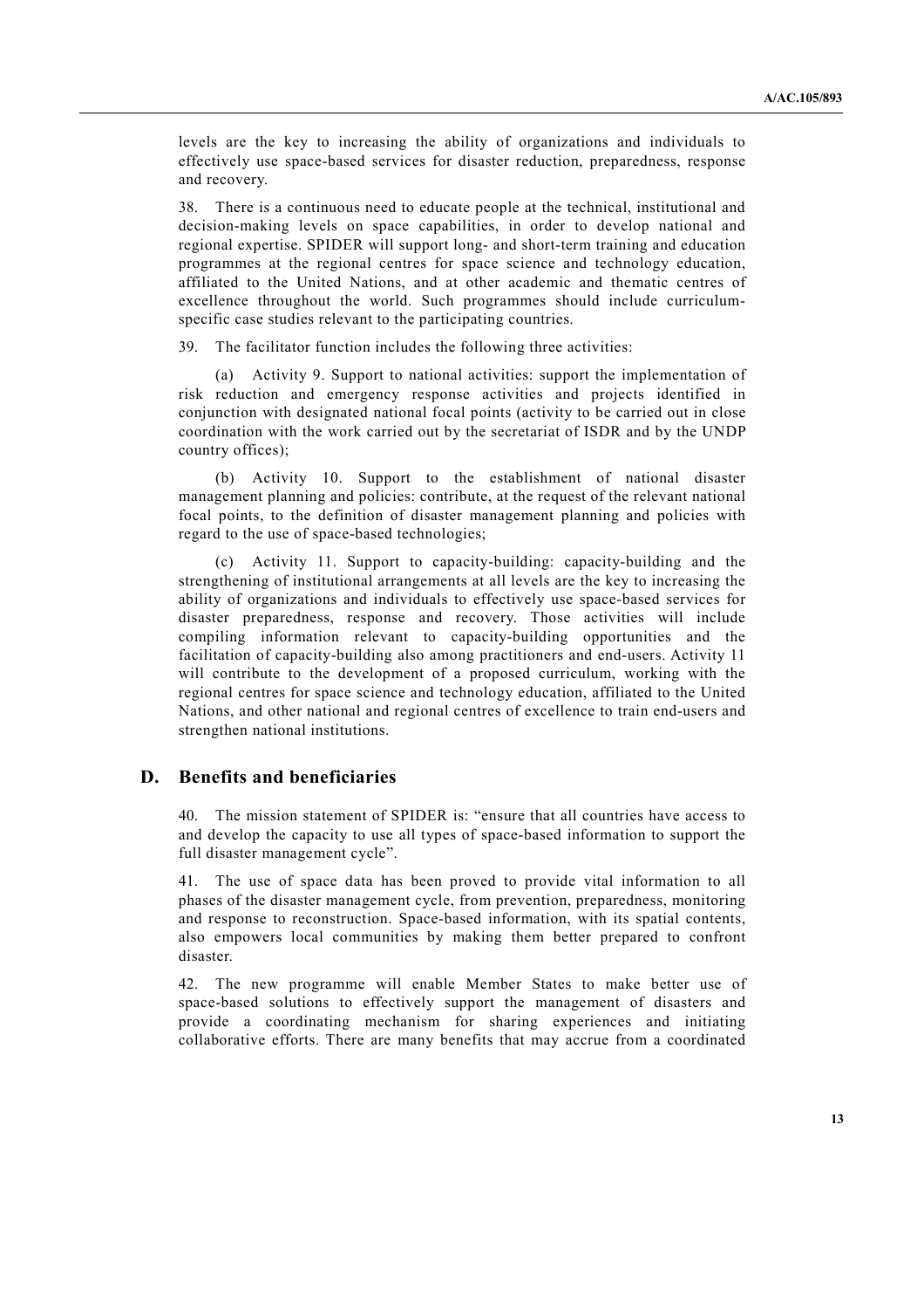levels are the key to increasing the ability of organizations and individuals to effectively use space-based services for disaster reduction, preparedness, response and recovery.

38. There is a continuous need to educate people at the technical, institutional and decision-making levels on space capabilities, in order to develop national and regional expertise. SPIDER will support long- and short-term training and education programmes at the regional centres for space science and technology education, affiliated to the United Nations, and at other academic and thematic centres of excellence throughout the world. Such programmes should include curriculum-specific case studies relevant to the participating countries.

39. The facilitator function includes the following three activities:

(a) Activity 9. Support to national activities: support the implementation of risk reduction and emergency response activities and projects identified in conjunction with designated national focal points (activity to be carried out in close coordination with the work carried out by the secretariat of ISDR and by the UNDP country offices);

(b) Activity 10. Support to the establishment of national disaster management planning and policies: contribute, at the request of the relevant national focal points, to the definition of disaster management planning and policies with regard to the use of space-based technologies;

(c) Activity 11. Support to capacity-building: capacity-building and the strengthening of institutional arrangements at all levels are the key to increasing the ability of organizations and individuals to effectively use space-based services for disaster preparedness, response and recovery. Those activities will include compiling information relevant to capacity-building opportunities and the facilitation of capacity-building also among practitioners and end-users. Activity 11 will contribute to the development of a proposed curriculum, working with the regional centres for space science and technology education, affiliated to the United Nations, and other national and regional centres of excellence to train end-users and strengthen national institutions.

## D. Benefits and beneficiaries

40. The mission statement of SPIDER is: "ensure that all countries have access to and develop the capacity to use all types of space-based information to support the full disaster management cycle".

41. The use of space data has been proved to provide vital information to all phases of the disaster management cycle, from prevention, preparedness, monitoring and response to reconstruction. Space-based information, with its spatial contents, also empowers local communities by making them better prepared to confront disaster.

42. The new programme will enable Member States to make better use of space-based solutions to effectively support the management of disasters and provide a coordinating mechanism for sharing experiences and initiating collaborative efforts. There are many benefits that may accrue from a coordinated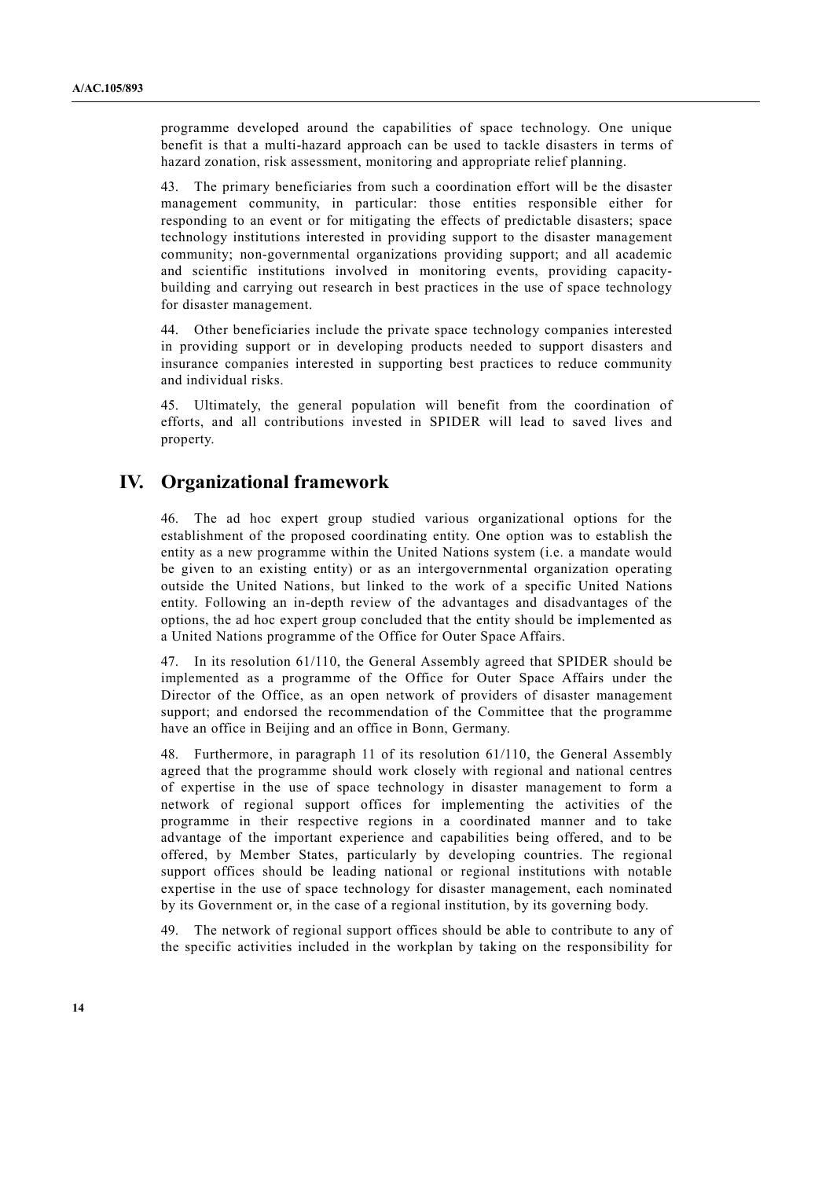programme developed around the capabilities of space technology. One unique benefit is that a multi-hazard approach can be used to tackle disasters in terms of hazard zonation, risk assessment, monitoring and appropriate relief planning.

43. The primary beneficiaries from such a coordination effort will be the disaster management community, in particular: those entities responsible either for responding to an event or for mitigating the effects of predictable disasters; space technology institutions interested in providing support to the disaster management community; non-governmental organizations providing support; and all academic and scientific institutions involved in monitoring events, providing capacity-building and carrying out research in best practices in the use of space technology for disaster management.

44. Other beneficiaries include the private space technology companies interested in providing support or in developing products needed to support disasters and insurance companies interested in supporting best practices to reduce community and individual risks.

45. Ultimately, the general population will benefit from the coordination of efforts, and all contributions invested in SPIDER will lead to saved lives and property.

# IV. Organizational framework

46. The ad hoc expert group studied various organizational options for the establishment of the proposed coordinating entity. One option was to establish the entity as a new programme within the United Nations system (i.e. a mandate would be given to an existing entity) or as an intergovernmental organization operating outside the United Nations, but linked to the work of a specific United Nations entity. Following an in-depth review of the advantages and disadvantages of the options, the ad hoc expert group concluded that the entity should be implemented as a United Nations programme of the Office for Outer Space Affairs.

47. In its resolution 61/110, the General Assembly agreed that SPIDER should be implemented as a programme of the Office for Outer Space Affairs under the Director of the Office, as an open network of providers of disaster management support; and endorsed the recommendation of the Committee that the programme have an office in Beijing and an office in Bonn, Germany.

48. Furthermore, in paragraph 11 of its resolution 61/110, the General Assembly agreed that the programme should work closely with regional and national centres of expertise in the use of space technology in disaster management to form a network of regional support offices for implementing the activities of the programme in their respective regions in a coordinated manner and to take advantage of the important experience and capabilities being offered, and to be offered, by Member States, particularly by developing countries. The regional support offices should be leading national or regional institutions with notable expertise in the use of space technology for disaster management, each nominated by its Government or, in the case of a regional institution, by its governing body.

49. The network of regional support offices should be able to contribute to any of the specific activities included in the workplan by taking on the responsibility for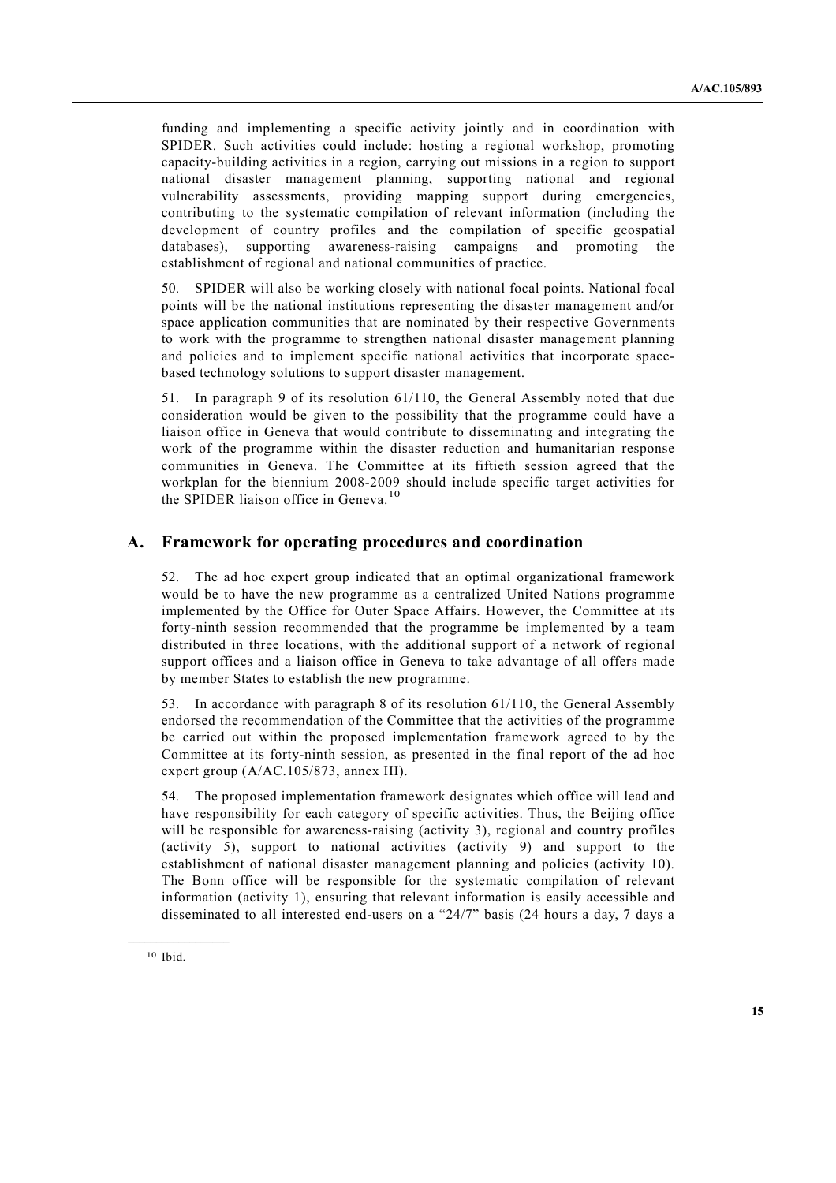funding and implementing a specific activity jointly and in coordination with SPIDER. Such activities could include: hosting a regional workshop, promoting capacity-building activities in a region, carrying out missions in a region to support national disaster management planning, supporting national and regional vulnerability assessments, providing mapping support during emergencies, contributing to the systematic compilation of relevant information (including the development of country profiles and the compilation of specific geospatial databases), supporting awareness-raising campaigns and promoting the establishment of regional and national communities of practice.

50. SPIDER will also be working closely with national focal points. National focal points will be the national institutions representing the disaster management and/or space application communities that are nominated by their respective Governments to work with the programme to strengthen national disaster management planning and policies and to implement specific national activities that incorporate space-based technology solutions to support disaster management.

51. In paragraph 9 of its resolution 61/110, the General Assembly noted that due consideration would be given to the possibility that the programme could have a liaison office in Geneva that would contribute to disseminating and integrating the work of the programme within the disaster reduction and humanitarian response communities in Geneva. The Committee at its fiftieth session agreed that the workplan for the biennium 2008-2009 should include specific target activities for the SPIDER liaison office in Geneva.[10]

## A. Framework for operating procedures and coordination

52. The ad hoc expert group indicated that an optimal organizational framework would be to have the new programme as a centralized United Nations programme implemented by the Office for Outer Space Affairs. However, the Committee at its forty-ninth session recommended that the programme be implemented by a team distributed in three locations, with the additional support of a network of regional support offices and a liaison office in Geneva to take advantage of all offers made by member States to establish the new programme.

53. In accordance with paragraph 8 of its resolution 61/110, the General Assembly endorsed the recommendation of the Committee that the activities of the programme be carried out within the proposed implementation framework agreed to by the Committee at its forty-ninth session, as presented in the final report of the ad hoc expert group (A/AC.105/873, annex III).

54. The proposed implementation framework designates which office will lead and have responsibility for each category of specific activities. Thus, the Beijing office will be responsible for awareness-raising (activity 3), regional and country profiles (activity 5), support to national activities (activity 9) and support to the establishment of national disaster management planning and policies (activity 10). The Bonn office will be responsible for the systematic compilation of relevant information (activity 1), ensuring that relevant information is easily accessible and disseminated to all interested end-users on a "24/7" basis (24 hours a day, 7 days a

---

[10] Ibid.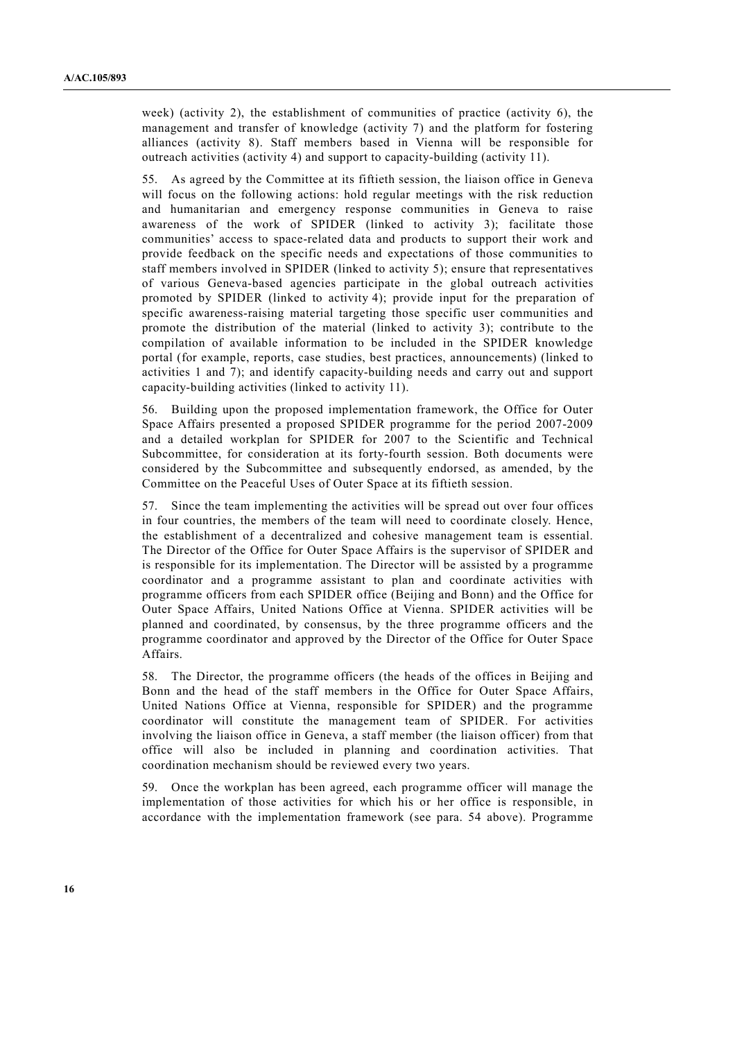week) (activity 2), the establishment of communities of practice (activity 6), the management and transfer of knowledge (activity 7) and the platform for fostering alliances (activity 8). Staff members based in Vienna will be responsible for outreach activities (activity 4) and support to capacity-building (activity 11).

55. As agreed by the Committee at its fiftieth session, the liaison office in Geneva will focus on the following actions: hold regular meetings with the risk reduction and humanitarian and emergency response communities in Geneva to raise awareness of the work of SPIDER (linked to activity 3); facilitate those communities' access to space-related data and products to support their work and provide feedback on the specific needs and expectations of those communities to staff members involved in SPIDER (linked to activity 5); ensure that representatives of various Geneva-based agencies participate in the global outreach activities promoted by SPIDER (linked to activity 4); provide input for the preparation of specific awareness-raising material targeting those specific user communities and promote the distribution of the material (linked to activity 3); contribute to the compilation of available information to be included in the SPIDER knowledge portal (for example, reports, case studies, best practices, announcements) (linked to activities 1 and 7); and identify capacity-building needs and carry out and support capacity-building activities (linked to activity 11).

56. Building upon the proposed implementation framework, the Office for Outer Space Affairs presented a proposed SPIDER programme for the period 2007-2009 and a detailed workplan for SPIDER for 2007 to the Scientific and Technical Subcommittee, for consideration at its forty-fourth session. Both documents were considered by the Subcommittee and subsequently endorsed, as amended, by the Committee on the Peaceful Uses of Outer Space at its fiftieth session.

57. Since the team implementing the activities will be spread out over four offices in four countries, the members of the team will need to coordinate closely. Hence, the establishment of a decentralized and cohesive management team is essential. The Director of the Office for Outer Space Affairs is the supervisor of SPIDER and is responsible for its implementation. The Director will be assisted by a programme coordinator and a programme assistant to plan and coordinate activities with programme officers from each SPIDER office (Beijing and Bonn) and the Office for Outer Space Affairs, United Nations Office at Vienna. SPIDER activities will be planned and coordinated, by consensus, by the three programme officers and the programme coordinator and approved by the Director of the Office for Outer Space Affairs.

58. The Director, the programme officers (the heads of the offices in Beijing and Bonn and the head of the staff members in the Office for Outer Space Affairs, United Nations Office at Vienna, responsible for SPIDER) and the programme coordinator will constitute the management team of SPIDER. For activities involving the liaison office in Geneva, a staff member (the liaison officer) from that office will also be included in planning and coordination activities. That coordination mechanism should be reviewed every two years.

59. Once the workplan has been agreed, each programme officer will manage the implementation of those activities for which his or her office is responsible, in accordance with the implementation framework (see para. 54 above). Programme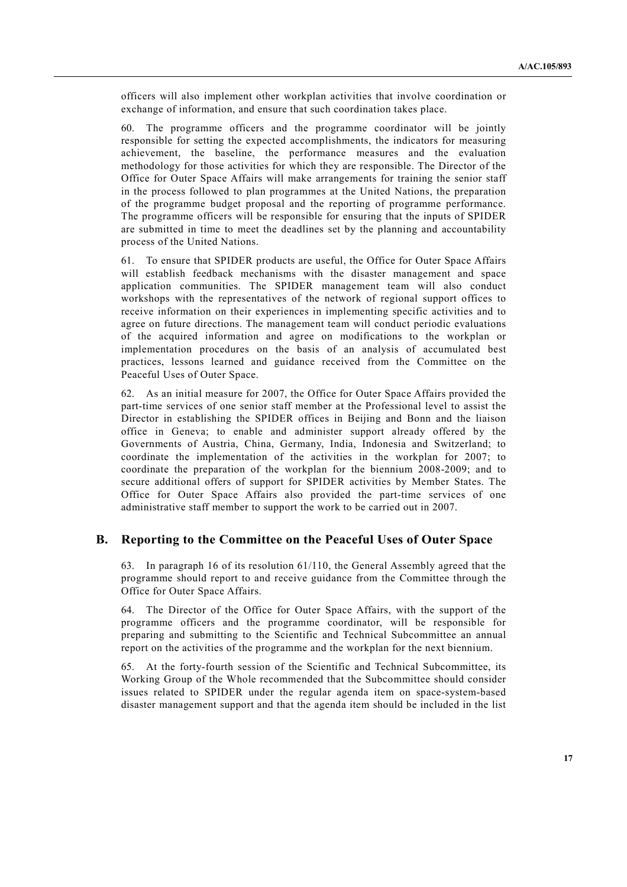officers will also implement other workplan activities that involve coordination or exchange of information, and ensure that such coordination takes place.

60. The programme officers and the programme coordinator will be jointly responsible for setting the expected accomplishments, the indicators for measuring achievement, the baseline, the performance measures and the evaluation methodology for those activities for which they are responsible. The Director of the Office for Outer Space Affairs will make arrangements for training the senior staff in the process followed to plan programmes at the United Nations, the preparation of the programme budget proposal and the reporting of programme performance. The programme officers will be responsible for ensuring that the inputs of SPIDER are submitted in time to meet the deadlines set by the planning and accountability process of the United Nations.

61. To ensure that SPIDER products are useful, the Office for Outer Space Affairs will establish feedback mechanisms with the disaster management and space application communities. The SPIDER management team will also conduct workshops with the representatives of the network of regional support offices to receive information on their experiences in implementing specific activities and to agree on future directions. The management team will conduct periodic evaluations of the acquired information and agree on modifications to the workplan or implementation procedures on the basis of an analysis of accumulated best practices, lessons learned and guidance received from the Committee on the Peaceful Uses of Outer Space.

62. As an initial measure for 2007, the Office for Outer Space Affairs provided the part-time services of one senior staff member at the Professional level to assist the Director in establishing the SPIDER offices in Beijing and Bonn and the liaison office in Geneva; to enable and administer support already offered by the Governments of Austria, China, Germany, India, Indonesia and Switzerland; to coordinate the implementation of the activities in the workplan for 2007; to coordinate the preparation of the workplan for the biennium 2008-2009; and to secure additional offers of support for SPIDER activities by Member States. The Office for Outer Space Affairs also provided the part-time services of one administrative staff member to support the work to be carried out in 2007.

## B. Reporting to the Committee on the Peaceful Uses of Outer Space

63. In paragraph 16 of its resolution 61/110, the General Assembly agreed that the programme should report to and receive guidance from the Committee through the Office for Outer Space Affairs.

64. The Director of the Office for Outer Space Affairs, with the support of the programme officers and the programme coordinator, will be responsible for preparing and submitting to the Scientific and Technical Subcommittee an annual report on the activities of the programme and the workplan for the next biennium.

65. At the forty-fourth session of the Scientific and Technical Subcommittee, its Working Group of the Whole recommended that the Subcommittee should consider issues related to SPIDER under the regular agenda item on space-system-based disaster management support and that the agenda item should be included in the list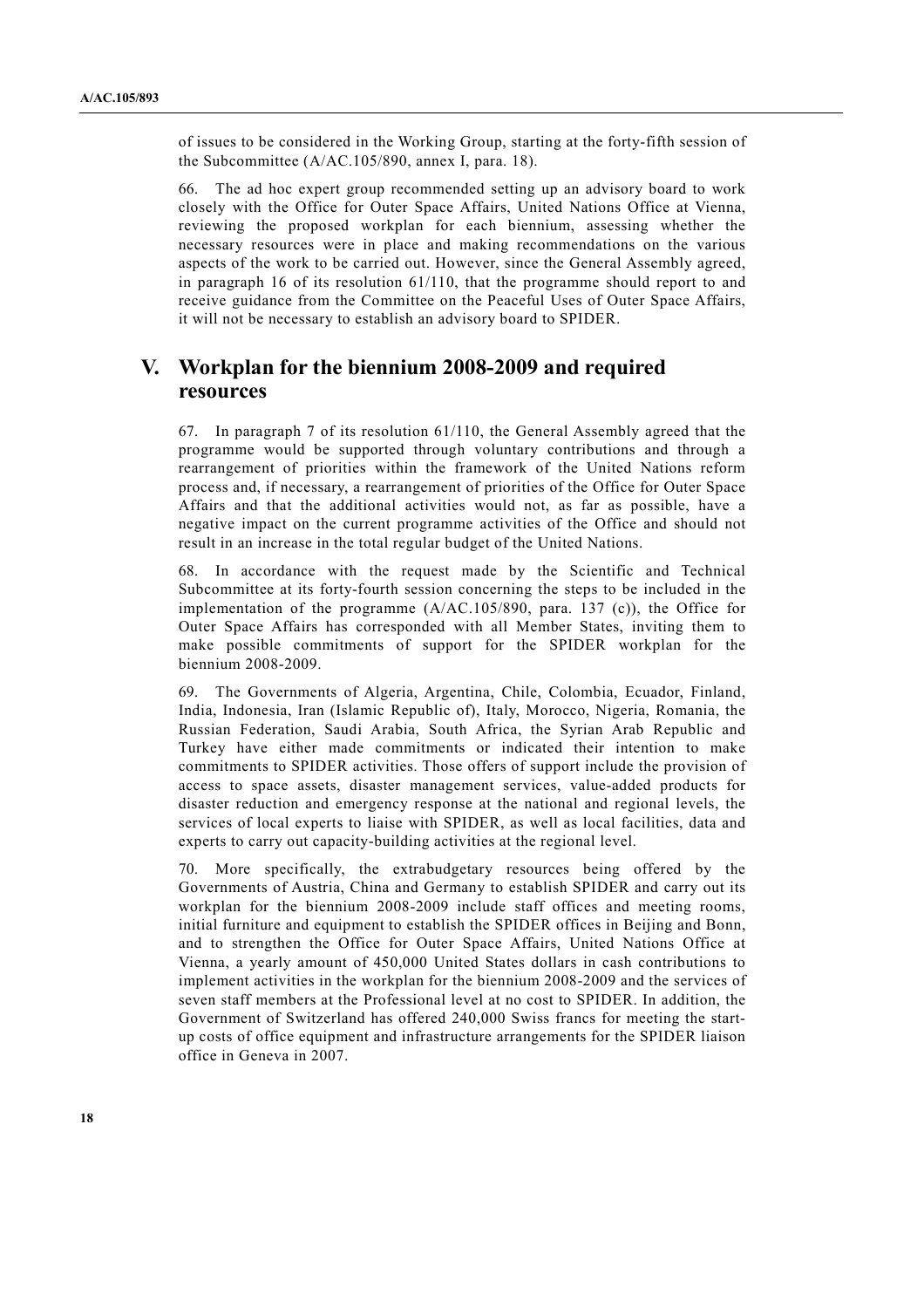of issues to be considered in the Working Group, starting at the forty-fifth session of the Subcommittee (A/AC.105/890, annex I, para. 18).

66. The ad hoc expert group recommended setting up an advisory board to work closely with the Office for Outer Space Affairs, United Nations Office at Vienna, reviewing the proposed workplan for each biennium, assessing whether the necessary resources were in place and making recommendations on the various aspects of the work to be carried out. However, since the General Assembly agreed, in paragraph 16 of its resolution 61/110, that the programme should report to and receive guidance from the Committee on the Peaceful Uses of Outer Space Affairs, it will not be necessary to establish an advisory board to SPIDER.

## V. Workplan for the biennium 2008-2009 and required resources

67. In paragraph 7 of its resolution 61/110, the General Assembly agreed that the programme would be supported through voluntary contributions and through a rearrangement of priorities within the framework of the United Nations reform process and, if necessary, a rearrangement of priorities of the Office for Outer Space Affairs and that the additional activities would not, as far as possible, have a negative impact on the current programme activities of the Office and should not result in an increase in the total regular budget of the United Nations.

68. In accordance with the request made by the Scientific and Technical Subcommittee at its forty-fourth session concerning the steps to be included in the implementation of the programme (A/AC.105/890, para. 137 (c)), the Office for Outer Space Affairs has corresponded with all Member States, inviting them to make possible commitments of support for the SPIDER workplan for the biennium 2008-2009.

69. The Governments of Algeria, Argentina, Chile, Colombia, Ecuador, Finland, India, Indonesia, Iran (Islamic Republic of), Italy, Morocco, Nigeria, Romania, the Russian Federation, Saudi Arabia, South Africa, the Syrian Arab Republic and Turkey have either made commitments or indicated their intention to make commitments to SPIDER activities. Those offers of support include the provision of access to space assets, disaster management services, value-added products for disaster reduction and emergency response at the national and regional levels, the services of local experts to liaise with SPIDER, as well as local facilities, data and experts to carry out capacity-building activities at the regional level.

70. More specifically, the extrabudgetary resources being offered by the Governments of Austria, China and Germany to establish SPIDER and carry out its workplan for the biennium 2008-2009 include staff offices and meeting rooms, initial furniture and equipment to establish the SPIDER offices in Beijing and Bonn, and to strengthen the Office for Outer Space Affairs, United Nations Office at Vienna, a yearly amount of 450,000 United States dollars in cash contributions to implement activities in the workplan for the biennium 2008-2009 and the services of seven staff members at the Professional level at no cost to SPIDER. In addition, the Government of Switzerland has offered 240,000 Swiss francs for meeting the start-up costs of office equipment and infrastructure arrangements for the SPIDER liaison office in Geneva in 2007.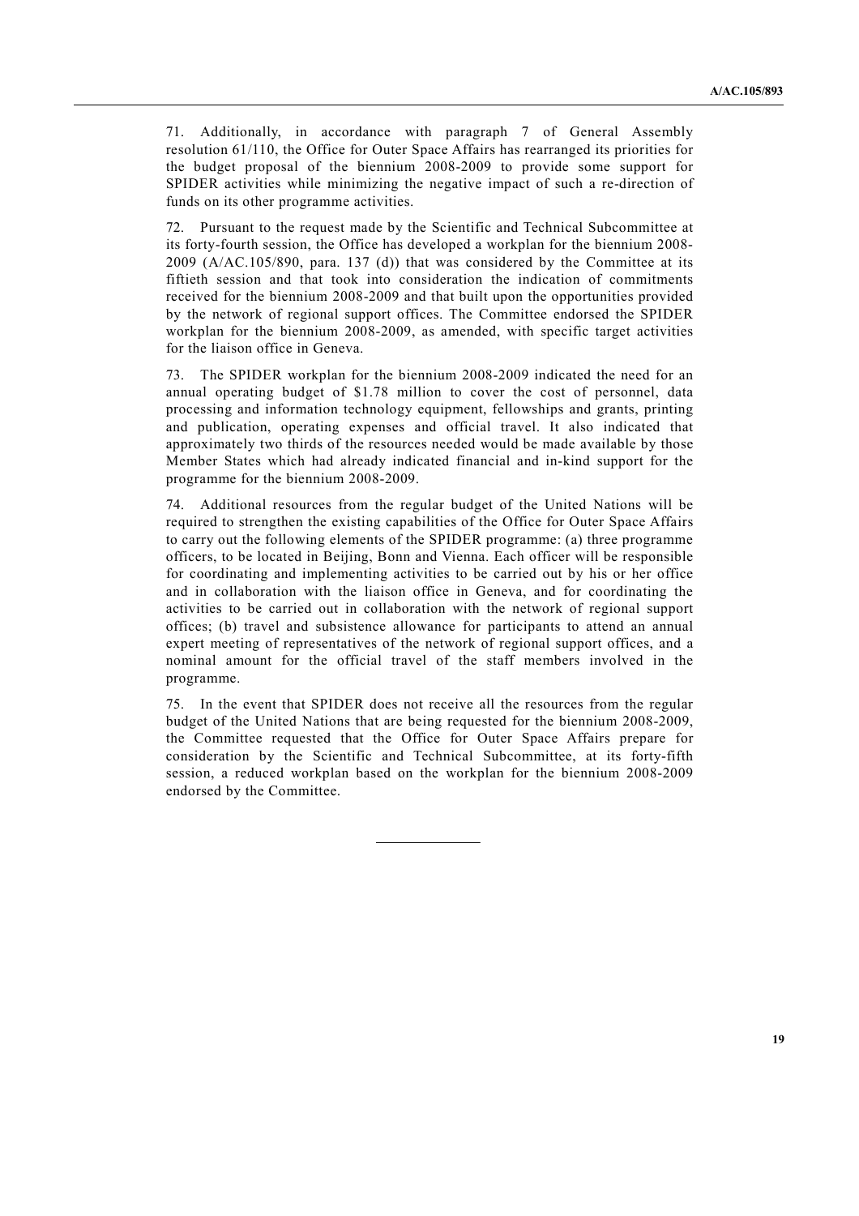71. Additionally, in accordance with paragraph 7 of General Assembly resolution 61/110, the Office for Outer Space Affairs has rearranged its priorities for the budget proposal of the biennium 2008-2009 to provide some support for SPIDER activities while minimizing the negative impact of such a re-direction of funds on its other programme activities.

72. Pursuant to the request made by the Scientific and Technical Subcommittee at its forty-fourth session, the Office has developed a workplan for the biennium 2008-2009 (A/AC.105/890, para. 137 (d)) that was considered by the Committee at its fiftieth session and that took into consideration the indication of commitments received for the biennium 2008-2009 and that built upon the opportunities provided by the network of regional support offices. The Committee endorsed the SPIDER workplan for the biennium 2008-2009, as amended, with specific target activities for the liaison office in Geneva.

73. The SPIDER workplan for the biennium 2008-2009 indicated the need for an annual operating budget of $1.78 million to cover the cost of personnel, data processing and information technology equipment, fellowships and grants, printing and publication, operating expenses and official travel. It also indicated that approximately two thirds of the resources needed would be made available by those Member States which had already indicated financial and in-kind support for the programme for the biennium 2008-2009.

74. Additional resources from the regular budget of the United Nations will be required to strengthen the existing capabilities of the Office for Outer Space Affairs to carry out the following elements of the SPIDER programme: (a) three programme officers, to be located in Beijing, Bonn and Vienna. Each officer will be responsible for coordinating and implementing activities to be carried out by his or her office and in collaboration with the liaison office in Geneva, and for coordinating the activities to be carried out in collaboration with the network of regional support offices; (b) travel and subsistence allowance for participants to attend an annual expert meeting of representatives of the network of regional support offices, and a nominal amount for the official travel of the staff members involved in the programme.

75. In the event that SPIDER does not receive all the resources from the regular budget of the United Nations that are being requested for the biennium 2008-2009, the Committee requested that the Office for Outer Space Affairs prepare for consideration by the Scientific and Technical Subcommittee, at its forty-fifth session, a reduced workplan based on the workplan for the biennium 2008-2009 endorsed by the Committee.